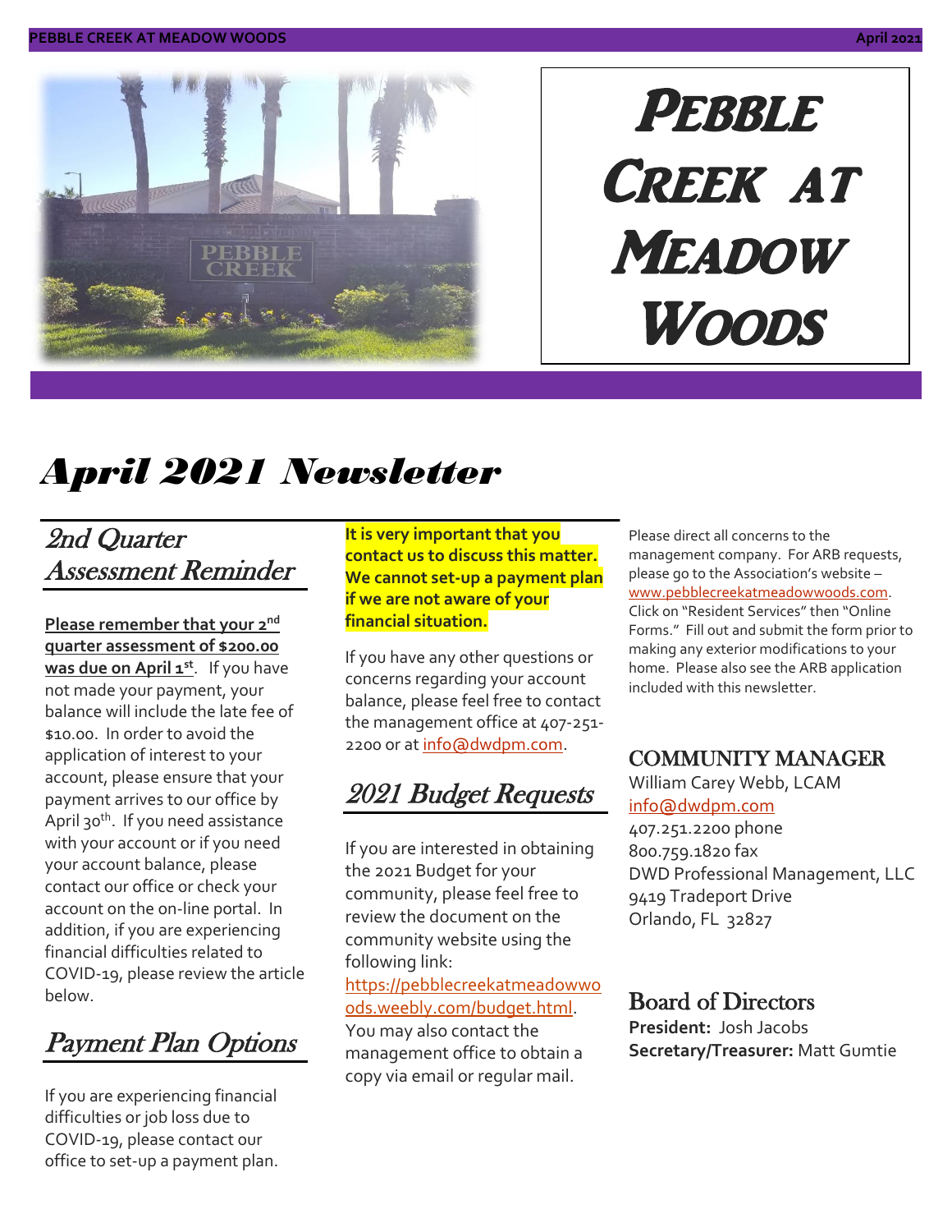# Pebble Creek at Meadow Woods

# April 2021 Newsletter

## 2nd Quarter Assessment Reminder

**Please remember that your 2nd quarter assessment of $200.00 was due on April 1st**. If you have not made your payment, your balance will include the late fee of $10.00. In order to avoid the application of interest to your account, please ensure that your payment arrives to our office by April 30th. If you need assistance with your account or if you need your account balance, please contact our office or check your account on the on-line portal. In addition, if you are experiencing financial difficulties related to COVID-19, please review the article below.

## Payment Plan Options

If you are experiencing financial difficulties or job loss due to COVID-19, please contact our office to set-up a payment plan. **It is very important that you contact us to discuss this matter. We cannot set-up a payment plan if we are not aware of your financial situation.**

If you have any other questions or concerns regarding your account balance, please feel free to contact the management office at 407-251-2200 or at info@dwdpm.com.

## 2021 Budget Requests

If you are interested in obtaining the 2021 Budget for your community, please feel free to review the document on the community website using the following link: https://pebblecreekatmeadowwoods.weebly.com/budget.html. You may also contact the management office to obtain a copy via email or regular mail.

Please direct all concerns to the management company. For ARB requests, please go to the Association's website – www.pebblecreekatmeadowwoods.com. Click on "Resident Services" then "Online Forms." Fill out and submit the form prior to making any exterior modifications to your home. Please also see the ARB application included with this newsletter.

## COMMUNITY MANAGER

William Carey Webb, LCAM
info@dwdpm.com
407.251.2200 phone
800.759.1820 fax
DWD Professional Management, LLC
9419 Tradeport Drive
Orlando, FL 32827

## Board of Directors

**President:** Josh Jacobs
**Secretary/Treasurer:** Matt Gumtie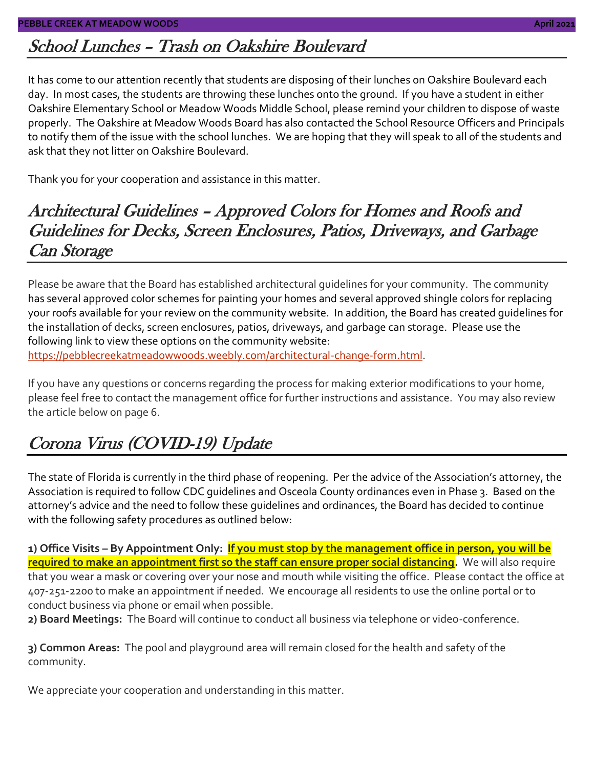## School Lunches – Trash on Oakshire Boulevard

It has come to our attention recently that students are disposing of their lunches on Oakshire Boulevard each day. In most cases, the students are throwing these lunches onto the ground. If you have a student in either Oakshire Elementary School or Meadow Woods Middle School, please remind your children to dispose of waste properly. The Oakshire at Meadow Woods Board has also contacted the School Resource Officers and Principals to notify them of the issue with the school lunches. We are hoping that they will speak to all of the students and ask that they not litter on Oakshire Boulevard.

Thank you for your cooperation and assistance in this matter.

## Architectural Guidelines – Approved Colors for Homes and Roofs and Guidelines for Decks, Screen Enclosures, Patios, Driveways, and Garbage Can Storage

Please be aware that the Board has established architectural guidelines for your community. The community has several approved color schemes for painting your homes and several approved shingle colors for replacing your roofs available for your review on the community website. In addition, the Board has created guidelines for the installation of decks, screen enclosures, patios, driveways, and garbage can storage. Please use the following link to view these options on the community website: https://pebblecreekatmeadowwoods.weebly.com/architectural-change-form.html.

If you have any questions or concerns regarding the process for making exterior modifications to your home, please feel free to contact the management office for further instructions and assistance. You may also review the article below on page 6.

## Corona Virus (COVID-19) Update

The state of Florida is currently in the third phase of reopening. Per the advice of the Association's attorney, the Association is required to follow CDC guidelines and Osceola County ordinances even in Phase 3. Based on the attorney's advice and the need to follow these guidelines and ordinances, the Board has decided to continue with the following safety procedures as outlined below:

**1) Office Visits – By Appointment Only:** **If you must stop by the management office in person, you will be required to make an appointment first so the staff can ensure proper social distancing.** We will also require that you wear a mask or covering over your nose and mouth while visiting the office. Please contact the office at 407-251-2200 to make an appointment if needed. We encourage all residents to use the online portal or to conduct business via phone or email when possible.

**2) Board Meetings:** The Board will continue to conduct all business via telephone or video-conference.

**3) Common Areas:** The pool and playground area will remain closed for the health and safety of the community.

We appreciate your cooperation and understanding in this matter.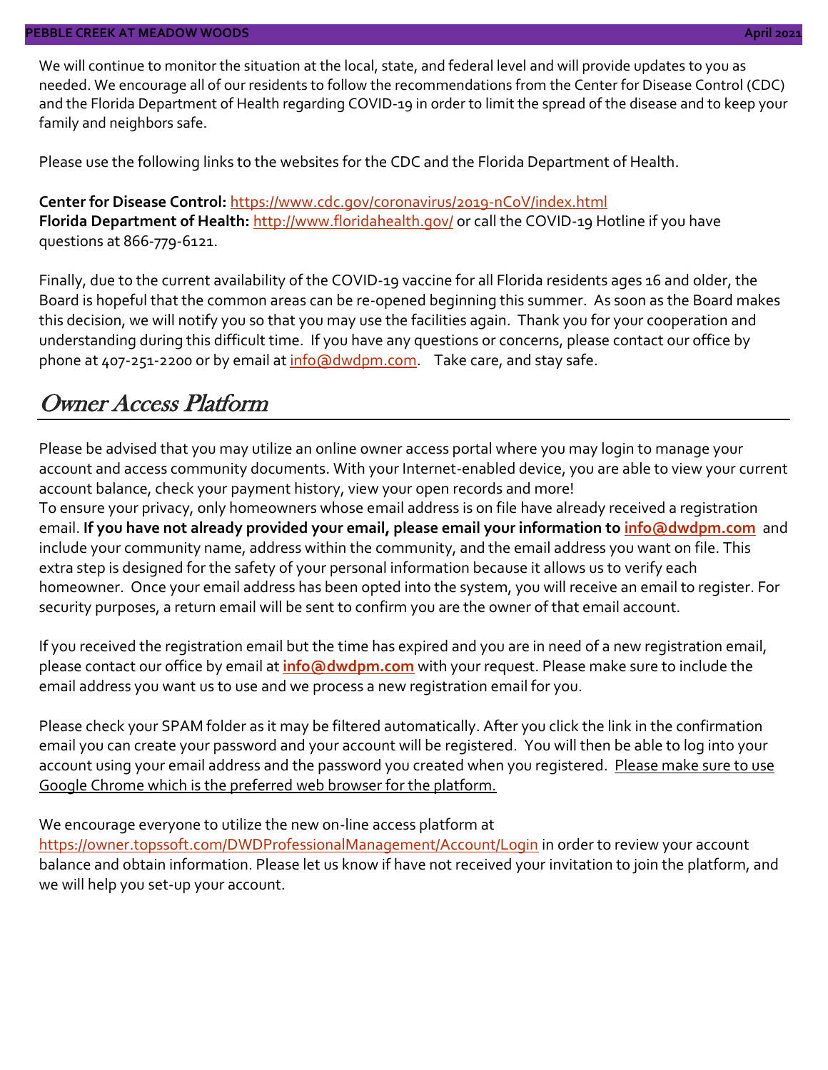We will continue to monitor the situation at the local, state, and federal level and will provide updates to you as needed. We encourage all of our residents to follow the recommendations from the Center for Disease Control (CDC) and the Florida Department of Health regarding COVID-19 in order to limit the spread of the disease and to keep your family and neighbors safe.

Please use the following links to the websites for the CDC and the Florida Department of Health.

**Center for Disease Control:** https://www.cdc.gov/coronavirus/2019-nCoV/index.html
**Florida Department of Health:** http://www.floridahealth.gov/ or call the COVID-19 Hotline if you have questions at 866-779-6121.

Finally, due to the current availability of the COVID-19 vaccine for all Florida residents ages 16 and older, the Board is hopeful that the common areas can be re-opened beginning this summer. As soon as the Board makes this decision, we will notify you so that you may use the facilities again. Thank you for your cooperation and understanding during this difficult time. If you have any questions or concerns, please contact our office by phone at 407-251-2200 or by email at info@dwdpm.com. Take care, and stay safe.

## Owner Access Platform

Please be advised that you may utilize an online owner access portal where you may login to manage your account and access community documents. With your Internet-enabled device, you are able to view your current account balance, check your payment history, view your open records and more!
To ensure your privacy, only homeowners whose email address is on file have already received a registration email. **If you have not already provided your email, please email your information to info@dwdpm.com** and include your community name, address within the community, and the email address you want on file. This extra step is designed for the safety of your personal information because it allows us to verify each homeowner. Once your email address has been opted into the system, you will receive an email to register. For security purposes, a return email will be sent to confirm you are the owner of that email account.

If you received the registration email but the time has expired and you are in need of a new registration email, please contact our office by email at **info@dwdpm.com** with your request. Please make sure to include the email address you want us to use and we process a new registration email for you.

Please check your SPAM folder as it may be filtered automatically. After you click the link in the confirmation email you can create your password and your account will be registered. You will then be able to log into your account using your email address and the password you created when you registered. Please make sure to use Google Chrome which is the preferred web browser for the platform.

We encourage everyone to utilize the new on-line access platform at https://owner.topssoft.com/DWDProfessionalManagement/Account/Login in order to review your account balance and obtain information. Please let us know if have not received your invitation to join the platform, and we will help you set-up your account.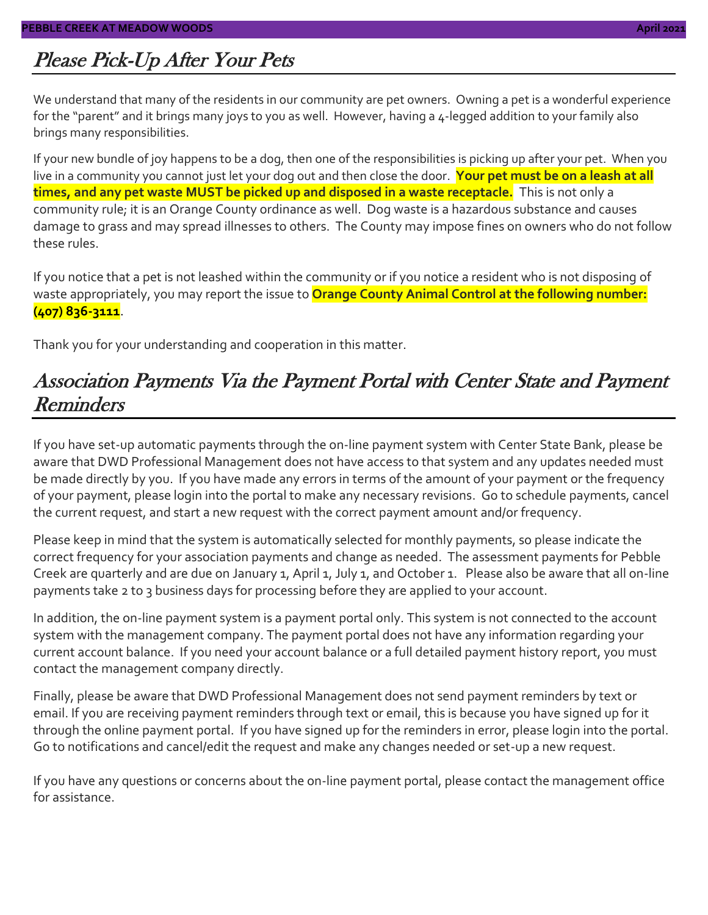## Please Pick-Up After Your Pets

We understand that many of the residents in our community are pet owners. Owning a pet is a wonderful experience for the "parent" and it brings many joys to you as well. However, having a 4-legged addition to your family also brings many responsibilities.

If your new bundle of joy happens to be a dog, then one of the responsibilities is picking up after your pet. When you live in a community you cannot just let your dog out and then close the door. **Your pet must be on a leash at all times, and any pet waste MUST be picked up and disposed in a waste receptacle.** This is not only a community rule; it is an Orange County ordinance as well. Dog waste is a hazardous substance and causes damage to grass and may spread illnesses to others. The County may impose fines on owners who do not follow these rules.

If you notice that a pet is not leashed within the community or if you notice a resident who is not disposing of waste appropriately, you may report the issue to **Orange County Animal Control at the following number: (407) 836-3111**.

Thank you for your understanding and cooperation in this matter.

## Association Payments Via the Payment Portal with Center State and Payment Reminders

If you have set-up automatic payments through the on-line payment system with Center State Bank, please be aware that DWD Professional Management does not have access to that system and any updates needed must be made directly by you. If you have made any errors in terms of the amount of your payment or the frequency of your payment, please login into the portal to make any necessary revisions. Go to schedule payments, cancel the current request, and start a new request with the correct payment amount and/or frequency.

Please keep in mind that the system is automatically selected for monthly payments, so please indicate the correct frequency for your association payments and change as needed. The assessment payments for Pebble Creek are quarterly and are due on January 1, April 1, July 1, and October 1. Please also be aware that all on-line payments take 2 to 3 business days for processing before they are applied to your account.

In addition, the on-line payment system is a payment portal only. This system is not connected to the account system with the management company. The payment portal does not have any information regarding your current account balance. If you need your account balance or a full detailed payment history report, you must contact the management company directly.

Finally, please be aware that DWD Professional Management does not send payment reminders by text or email. If you are receiving payment reminders through text or email, this is because you have signed up for it through the online payment portal. If you have signed up for the reminders in error, please login into the portal. Go to notifications and cancel/edit the request and make any changes needed or set-up a new request.

If you have any questions or concerns about the on-line payment portal, please contact the management office for assistance.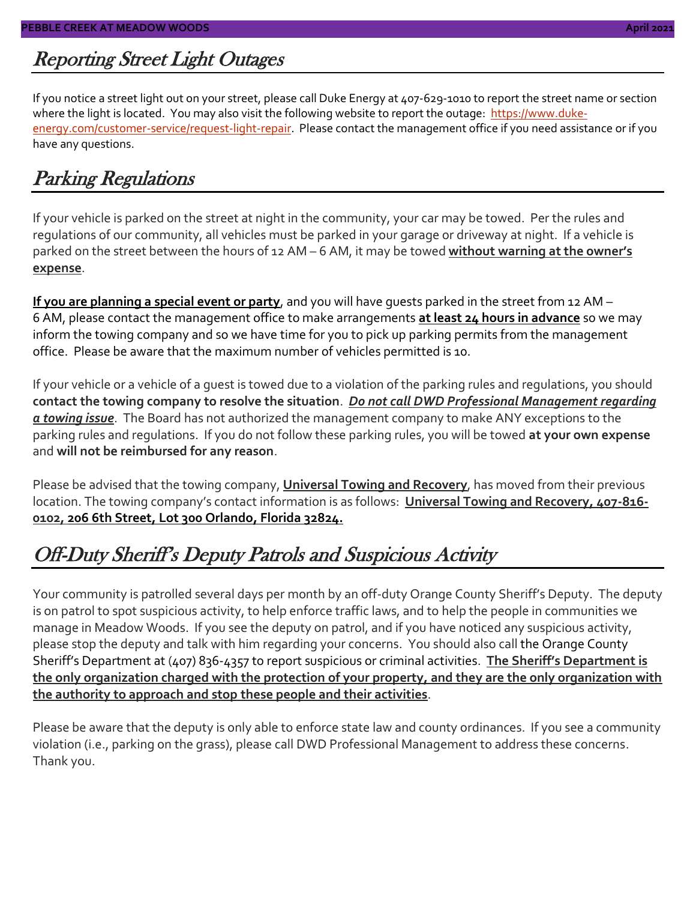## Reporting Street Light Outages

If you notice a street light out on your street, please call Duke Energy at 407-629-1010 to report the street name or section where the light is located. You may also visit the following website to report the outage: https://www.duke-energy.com/customer-service/request-light-repair. Please contact the management office if you need assistance or if you have any questions.

## Parking Regulations

If your vehicle is parked on the street at night in the community, your car may be towed. Per the rules and regulations of our community, all vehicles must be parked in your garage or driveway at night. If a vehicle is parked on the street between the hours of 12 AM – 6 AM, it may be towed **without warning at the owner's expense**.

**If you are planning a special event or party**, and you will have guests parked in the street from 12 AM – 6 AM, please contact the management office to make arrangements **at least 24 hours in advance** so we may inform the towing company and so we have time for you to pick up parking permits from the management office. Please be aware that the maximum number of vehicles permitted is 10.

If your vehicle or a vehicle of a guest is towed due to a violation of the parking rules and regulations, you should **contact the towing company to resolve the situation**. ***Do not call DWD Professional Management regarding a towing issue***. The Board has not authorized the management company to make ANY exceptions to the parking rules and regulations. If you do not follow these parking rules, you will be towed **at your own expense** and **will not be reimbursed for any reason**.

Please be advised that the towing company, **Universal Towing and Recovery**, has moved from their previous location. The towing company's contact information is as follows: **Universal Towing and Recovery, 407-816-0102, 206 6th Street, Lot 300 Orlando, Florida 32824.**

## Off-Duty Sheriff's Deputy Patrols and Suspicious Activity

Your community is patrolled several days per month by an off-duty Orange County Sheriff's Deputy. The deputy is on patrol to spot suspicious activity, to help enforce traffic laws, and to help the people in communities we manage in Meadow Woods. If you see the deputy on patrol, and if you have noticed any suspicious activity, please stop the deputy and talk with him regarding your concerns. You should also call the Orange County Sheriff's Department at (407) 836-4357 to report suspicious or criminal activities. **The Sheriff's Department is the only organization charged with the protection of your property, and they are the only organization with the authority to approach and stop these people and their activities**.

Please be aware that the deputy is only able to enforce state law and county ordinances. If you see a community violation (i.e., parking on the grass), please call DWD Professional Management to address these concerns. Thank you.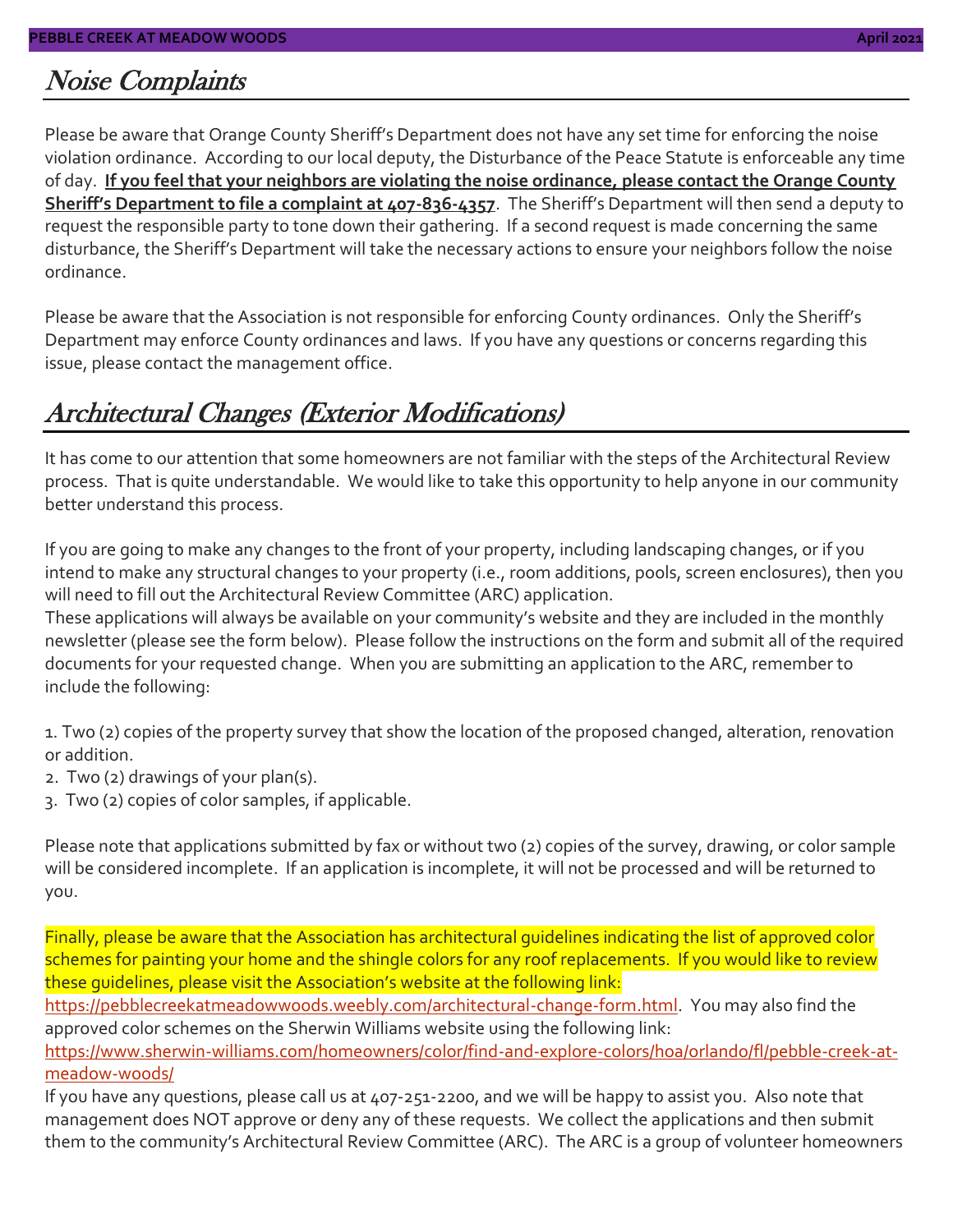# Noise Complaints

Please be aware that Orange County Sheriff's Department does not have any set time for enforcing the noise violation ordinance. According to our local deputy, the Disturbance of the Peace Statute is enforceable any time of day. **If you feel that your neighbors are violating the noise ordinance, please contact the Orange County Sheriff's Department to file a complaint at 407-836-4357**. The Sheriff's Department will then send a deputy to request the responsible party to tone down their gathering. If a second request is made concerning the same disturbance, the Sheriff's Department will take the necessary actions to ensure your neighbors follow the noise ordinance.

Please be aware that the Association is not responsible for enforcing County ordinances. Only the Sheriff's Department may enforce County ordinances and laws. If you have any questions or concerns regarding this issue, please contact the management office.

# Architectural Changes (Exterior Modifications)

It has come to our attention that some homeowners are not familiar with the steps of the Architectural Review process. That is quite understandable. We would like to take this opportunity to help anyone in our community better understand this process.

If you are going to make any changes to the front of your property, including landscaping changes, or if you intend to make any structural changes to your property (i.e., room additions, pools, screen enclosures), then you will need to fill out the Architectural Review Committee (ARC) application.
These applications will always be available on your community's website and they are included in the monthly newsletter (please see the form below). Please follow the instructions on the form and submit all of the required documents for your requested change. When you are submitting an application to the ARC, remember to include the following:

1. Two (2) copies of the property survey that show the location of the proposed changed, alteration, renovation or addition.
2. Two (2) drawings of your plan(s).
3. Two (2) copies of color samples, if applicable.

Please note that applications submitted by fax or without two (2) copies of the survey, drawing, or color sample will be considered incomplete. If an application is incomplete, it will not be processed and will be returned to you.

Finally, please be aware that the Association has architectural guidelines indicating the list of approved color schemes for painting your home and the shingle colors for any roof replacements. If you would like to review these guidelines, please visit the Association's website at the following link:
https://pebblecreekatmeadowwoods.weebly.com/architectural-change-form.html. You may also find the approved color schemes on the Sherwin Williams website using the following link:
https://www.sherwin-williams.com/homeowners/color/find-and-explore-colors/hoa/orlando/fl/pebble-creek-at-meadow-woods/
If you have any questions, please call us at 407-251-2200, and we will be happy to assist you. Also note that management does NOT approve or deny any of these requests. We collect the applications and then submit them to the community's Architectural Review Committee (ARC). The ARC is a group of volunteer homeowners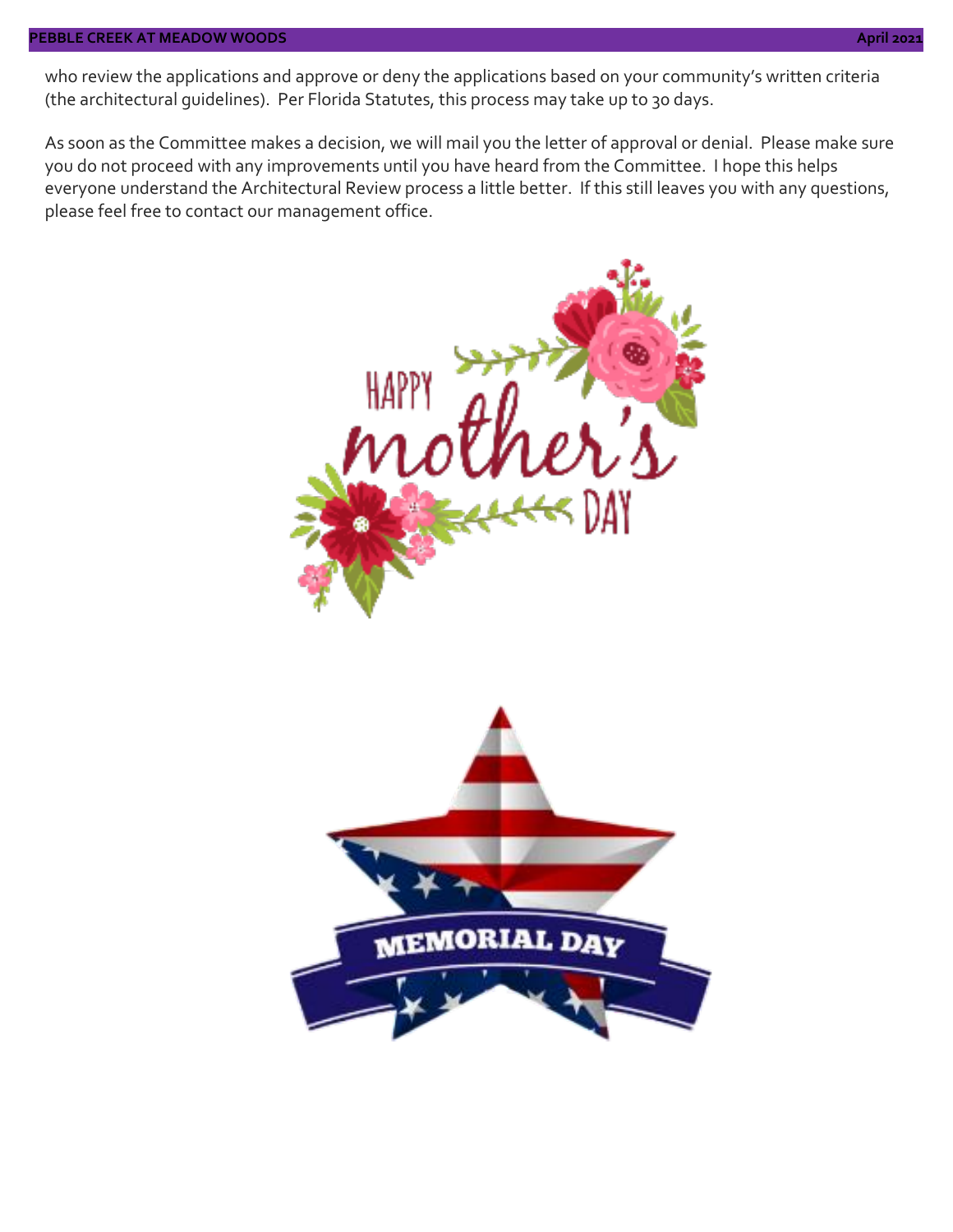who review the applications and approve or deny the applications based on your community's written criteria (the architectural guidelines). Per Florida Statutes, this process may take up to 30 days.

As soon as the Committee makes a decision, we will mail you the letter of approval or denial. Please make sure you do not proceed with any improvements until you have heard from the Committee. I hope this helps everyone understand the Architectural Review process a little better. If this still leaves you with any questions, please feel free to contact our management office.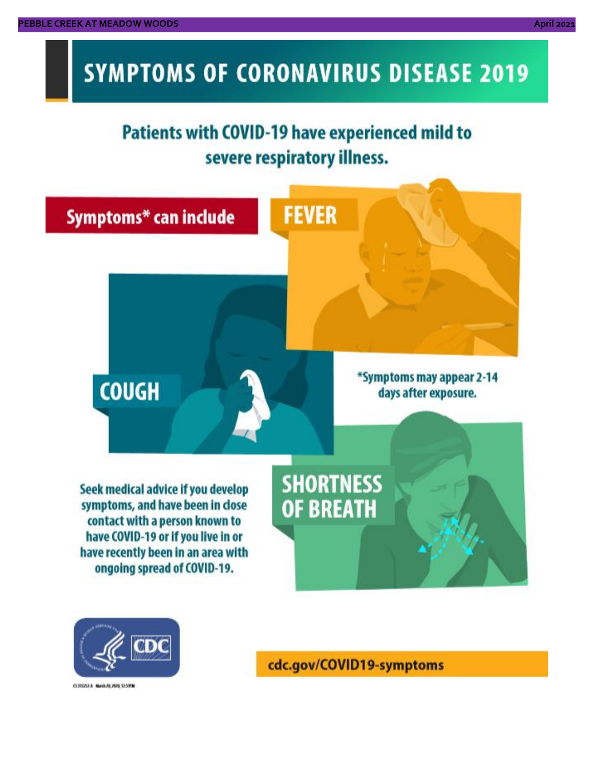# SYMPTOMS OF CORONAVIRUS DISEASE 2019

## Patients with COVID-19 have experienced mild to severe respiratory illness.

**Symptoms* can include**

**FEVER**

**COUGH**

**SHORTNESS OF BREATH**

*Symptoms may appear 2-14 days after exposure.

Seek medical advice if you develop symptoms, and have been in close contact with a person known to have COVID-19 or if you live in or have recently been in an area with ongoing spread of COVID-19.

CDC

cdc.gov/COVID19-symptoms

CS315252-A March 20, 2020, 12:51PM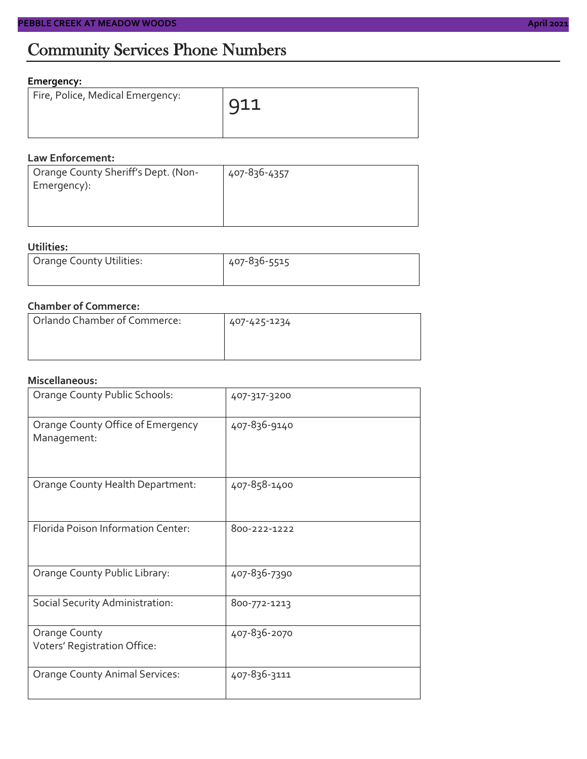# Community Services Phone Numbers

**Emergency:**

| Fire, Police, Medical Emergency: | 911 |
|---|---|

**Law Enforcement:**

| Orange County Sheriff's Dept. (Non-Emergency): | 407-836-4357 |
|---|---|

**Utilities:**

| Orange County Utilities: | 407-836-5515 |
|---|---|

**Chamber of Commerce:**

| Orlando Chamber of Commerce: | 407-425-1234 |
|---|---|

**Miscellaneous:**

| Orange County Public Schools: | 407-317-3200 |
|---|---|
| Orange County Office of Emergency Management: | 407-836-9140 |
| Orange County Health Department: | 407-858-1400 |
| Florida Poison Information Center: | 800-222-1222 |
| Orange County Public Library: | 407-836-7390 |
| Social Security Administration: | 800-772-1213 |
| Orange County Voters' Registration Office: | 407-836-2070 |
| Orange County Animal Services: | 407-836-3111 |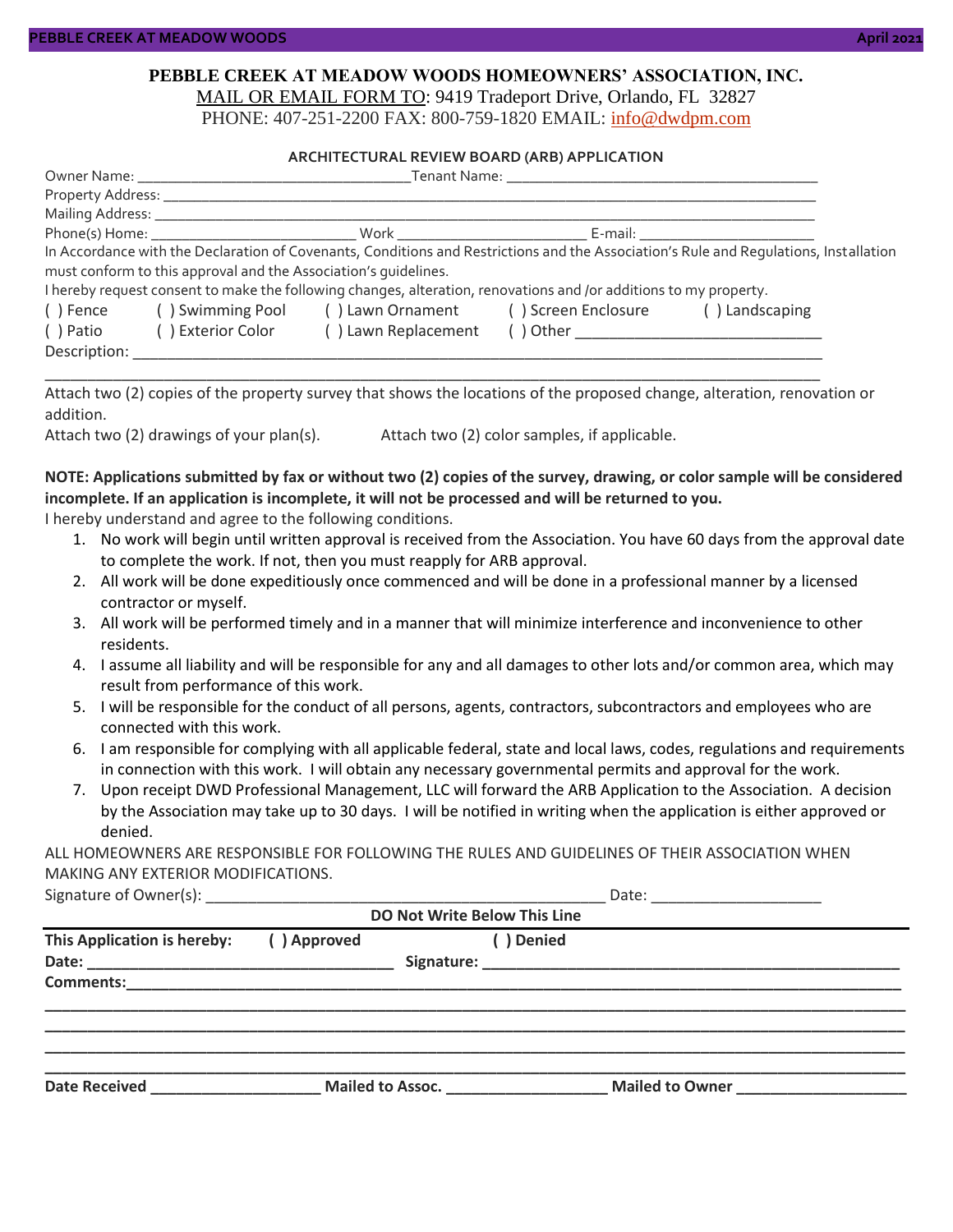**PEBBLE CREEK AT MEADOW WOODS HOMEOWNERS' ASSOCIATION, INC.**

MAIL OR EMAIL FORM TO: 9419 Tradeport Drive, Orlando, FL 32827

PHONE: 407-251-2200 FAX: 800-759-1820 EMAIL: info@dwdpm.com

**ARCHITECTURAL REVIEW BOARD (ARB) APPLICATION**

Owner Name: ___________________________________Tenant Name: _________________________________________

Property Address: __________________________________________________________________________________

Mailing Address: ___________________________________________________________________________________

Phone(s) Home: ___________________________ Work __________________________ E-mail: ______________________

In Accordance with the Declaration of Covenants, Conditions and Restrictions and the Association's Rule and Regulations, Installation must conform to this approval and the Association's guidelines.

I hereby request consent to make the following changes, alteration, renovations and /or additions to my property.

( ) Fence ( ) Swimming Pool ( ) Lawn Ornament ( ) Screen Enclosure ( ) Landscaping

( ) Patio ( ) Exterior Color ( ) Lawn Replacement ( ) Other ______________________________

Description: ________________________________________________________________________________________

____________________________________________________________________________________________________

Attach two (2) copies of the property survey that shows the locations of the proposed change, alteration, renovation or addition.

Attach two (2) drawings of your plan(s). Attach two (2) color samples, if applicable.

**NOTE: Applications submitted by fax or without two (2) copies of the survey, drawing, or color sample will be considered incomplete. If an application is incomplete, it will not be processed and will be returned to you.**

I hereby understand and agree to the following conditions.

1. No work will begin until written approval is received from the Association. You have 60 days from the approval date to complete the work. If not, then you must reapply for ARB approval.
2. All work will be done expeditiously once commenced and will be done in a professional manner by a licensed contractor or myself.
3. All work will be performed timely and in a manner that will minimize interference and inconvenience to other residents.
4. I assume all liability and will be responsible for any and all damages to other lots and/or common area, which may result from performance of this work.
5. I will be responsible for the conduct of all persons, agents, contractors, subcontractors and employees who are connected with this work.
6. I am responsible for complying with all applicable federal, state and local laws, codes, regulations and requirements in connection with this work. I will obtain any necessary governmental permits and approval for the work.
7. Upon receipt DWD Professional Management, LLC will forward the ARB Application to the Association. A decision by the Association may take up to 30 days. I will be notified in writing when the application is either approved or denied.

ALL HOMEOWNERS ARE RESPONSIBLE FOR FOLLOWING THE RULES AND GUIDELINES OF THEIR ASSOCIATION WHEN MAKING ANY EXTERIOR MODIFICATIONS.

Signature of Owner(s): _________________________________________________ Date: ____________________

**DO Not Write Below This Line**

---

**This Application is hereby:** **( ) Approved** **( ) Denied**

**Date:** ____________________________________ **Signature:** ____________________________________________________

**Comments:**_________________________________________________________________________________________

____________________________________________________________________________________________________

____________________________________________________________________________________________________

____________________________________________________________________________________________________

____________________________________________________________________________________________________

**Date Received** ____________________ **Mailed to Assoc.** ___________________ **Mailed to Owner** ____________________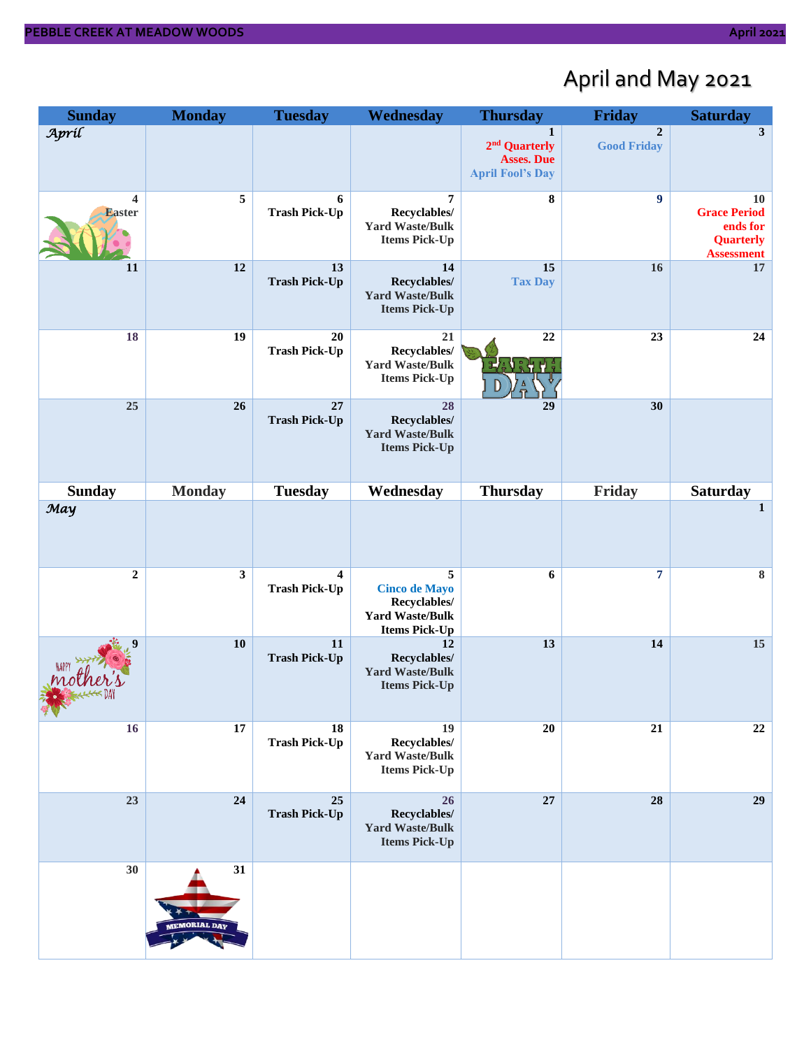# April and May 2021

| Sunday | Monday | Tuesday | Wednesday | Thursday | Friday | Saturday |
|---|---|---|---|---|---|---|
| *April* | | | | 1 2nd Quarterly Asses. Due April Fool's Day | 2 Good Friday | 3 |
| 4 Easter | 5 | 6 Trash Pick-Up | 7 Recyclables/ Yard Waste/Bulk Items Pick-Up | 8 | 9 | 10 Grace Period ends for Quarterly Assessment |
| 11 | 12 | 13 Trash Pick-Up | 14 Recyclables/ Yard Waste/Bulk Items Pick-Up | 15 Tax Day | 16 | 17 |
| 18 | 19 | 20 Trash Pick-Up | 21 Recyclables/ Yard Waste/Bulk Items Pick-Up | 22 EARTH DAY | 23 | 24 |
| 25 | 26 | 27 Trash Pick-Up | 28 Recyclables/ Yard Waste/Bulk Items Pick-Up | 29 | 30 | |
| **Sunday** | **Monday** | **Tuesday** | **Wednesday** | **Thursday** | **Friday** | **Saturday** |
| *May* | | | | | | 1 |
| 2 | 3 | 4 Trash Pick-Up | 5 Cinco de Mayo Recyclables/ Yard Waste/Bulk Items Pick-Up | 6 | 7 | 8 |
| 9 HAPPY mother's DAY | 10 | 11 Trash Pick-Up | 12 Recyclables/ Yard Waste/Bulk Items Pick-Up | 13 | 14 | 15 |
| 16 | 17 | 18 Trash Pick-Up | 19 Recyclables/ Yard Waste/Bulk Items Pick-Up | 20 | 21 | 22 |
| 23 | 24 | 25 Trash Pick-Up | 26 Recyclables/ Yard Waste/Bulk Items Pick-Up | 27 | 28 | 29 |
| 30 | 31 MEMORIAL DAY | | | | | |